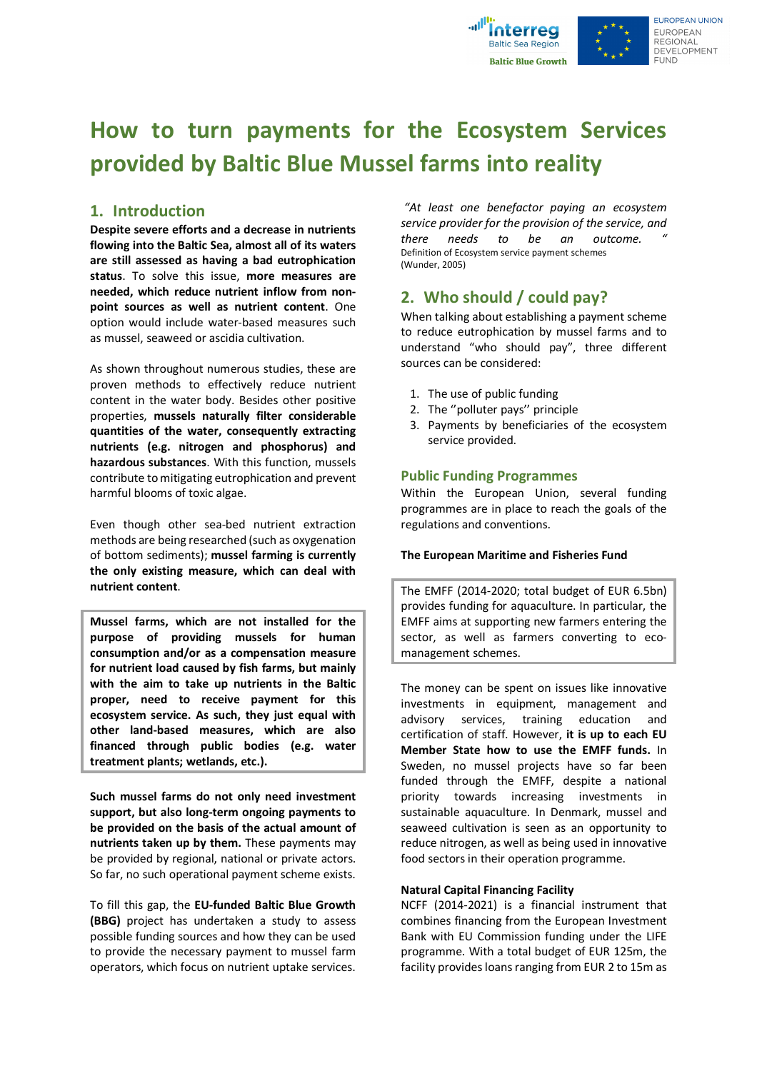# How to turn payments for the Ecosystem Services provided by Baltic Blue Mussel farms into reality

## 1. Introduction

**Despite severe efforts and a decrease in nutrients flowing into the Baltic Sea, almost all of its waters are still assessed as having a bad eutrophication status**. To solve this issue, **more measures are needed, which reduce nutrient inflow from non-point sources as well as nutrient content**. One option would include water-based measures such as mussel, seaweed or ascidia cultivation.

As shown throughout numerous studies, these are proven methods to effectively reduce nutrient content in the water body. Besides other positive properties, **mussels naturally filter considerable quantities of the water, consequently extracting nutrients (e.g. nitrogen and phosphorus) and hazardous substances**. With this function, mussels contribute to mitigating eutrophication and prevent harmful blooms of toxic algae.

Even though other sea-bed nutrient extraction methods are being researched (such as oxygenation of bottom sediments); **mussel farming is currently the only existing measure, which can deal with nutrient content**.

> **Mussel farms, which are not installed for the purpose of providing mussels for human consumption and/or as a compensation measure for nutrient load caused by fish farms, but mainly with the aim to take up nutrients in the Baltic proper, need to receive payment for this ecosystem service. As such, they just equal with other land-based measures, which are also financed through public bodies (e.g. water treatment plants; wetlands, etc.).**

**Such mussel farms do not only need investment support, but also long-term ongoing payments to be provided on the basis of the actual amount of nutrients taken up by them.** These payments may be provided by regional, national or private actors. So far, no such operational payment scheme exists.

To fill this gap, the **EU-funded Baltic Blue Growth (BBG)** project has undertaken a study to assess possible funding sources and how they can be used to provide the necessary payment to mussel farm operators, which focus on nutrient uptake services.

*"At least one benefactor paying an ecosystem service provider for the provision of the service, and there needs to be an outcome. "*
Definition of Ecosystem service payment schemes (Wunder, 2005)

## 2. Who should / could pay?

When talking about establishing a payment scheme to reduce eutrophication by mussel farms and to understand "who should pay", three different sources can be considered:

1. The use of public funding
2. The ''polluter pays'' principle
3. Payments by beneficiaries of the ecosystem service provided.

### Public Funding Programmes

Within the European Union, several funding programmes are in place to reach the goals of the regulations and conventions.

**The European Maritime and Fisheries Fund**

> The EMFF (2014-2020; total budget of EUR 6.5bn) provides funding for aquaculture. In particular, the EMFF aims at supporting new farmers entering the sector, as well as farmers converting to eco-management schemes.

The money can be spent on issues like innovative investments in equipment, management and advisory services, training education and certification of staff. However, **it is up to each EU Member State how to use the EMFF funds.** In Sweden, no mussel projects have so far been funded through the EMFF, despite a national priority towards increasing investments in sustainable aquaculture. In Denmark, mussel and seaweed cultivation is seen as an opportunity to reduce nitrogen, as well as being used in innovative food sectors in their operation programme.

**Natural Capital Financing Facility**

NCFF (2014-2021) is a financial instrument that combines financing from the European Investment Bank with EU Commission funding under the LIFE programme. With a total budget of EUR 125m, the facility provides loans ranging from EUR 2 to 15m as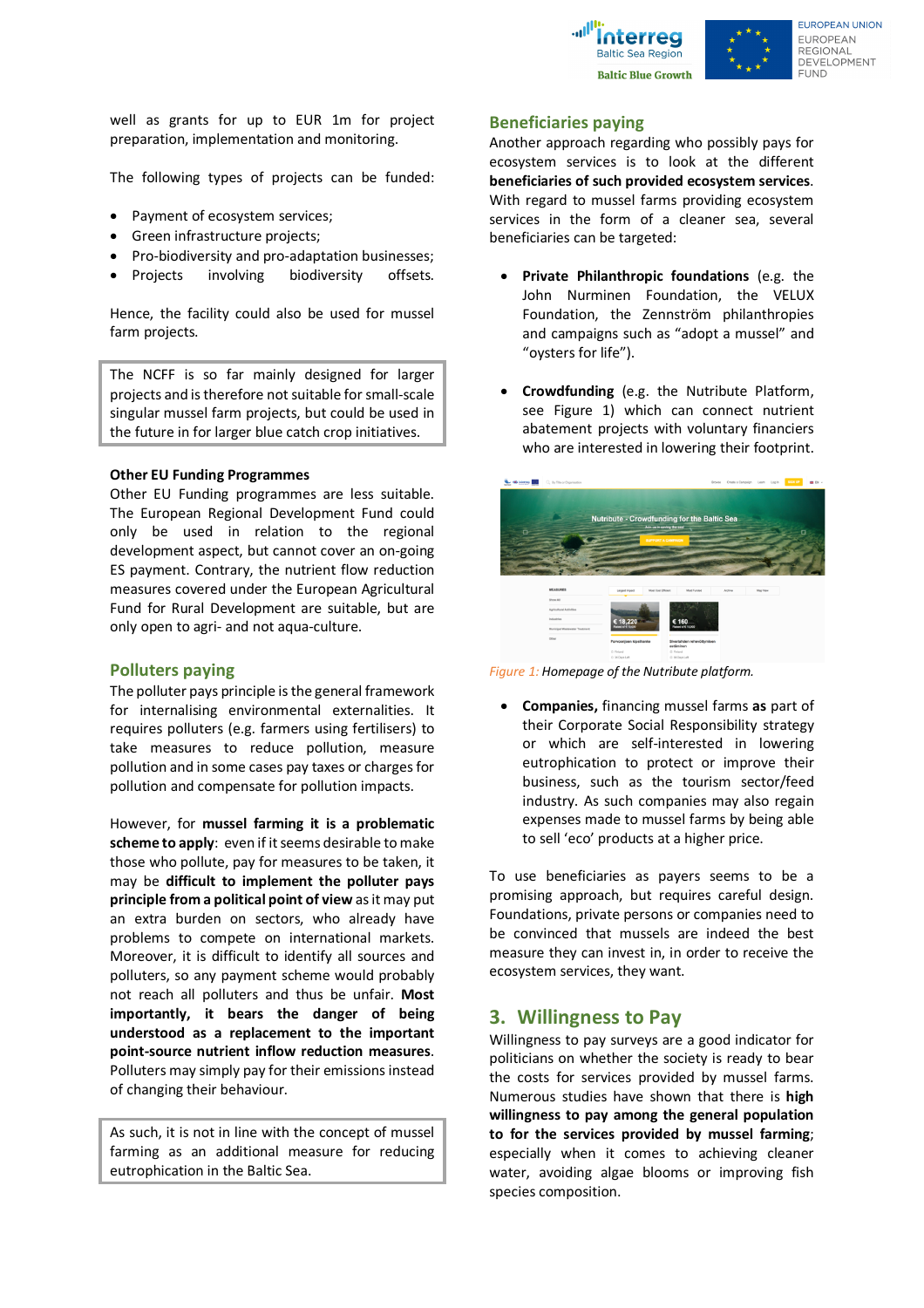well as grants for up to EUR 1m for project preparation, implementation and monitoring.

The following types of projects can be funded:

- Payment of ecosystem services;
- Green infrastructure projects;
- Pro-biodiversity and pro-adaptation businesses;
- Projects involving biodiversity offsets.

Hence, the facility could also be used for mussel farm projects.

> The NCFF is so far mainly designed for larger projects and is therefore not suitable for small-scale singular mussel farm projects, but could be used in the future in for larger blue catch crop initiatives.

**Other EU Funding Programmes**

Other EU Funding programmes are less suitable. The European Regional Development Fund could only be used in relation to the regional development aspect, but cannot cover an on-going ES payment. Contrary, the nutrient flow reduction measures covered under the European Agricultural Fund for Rural Development are suitable, but are only open to agri- and not aqua-culture.

## Polluters paying

The polluter pays principle is the general framework for internalising environmental externalities. It requires polluters (e.g. farmers using fertilisers) to take measures to reduce pollution, measure pollution and in some cases pay taxes or charges for pollution and compensate for pollution impacts.

However, for **mussel farming it is a problematic scheme to apply**: even if it seems desirable to make those who pollute, pay for measures to be taken, it may be **difficult to implement the polluter pays principle from a political point of view** as it may put an extra burden on sectors, who already have problems to compete on international markets. Moreover, it is difficult to identify all sources and polluters, so any payment scheme would probably not reach all polluters and thus be unfair. **Most importantly, it bears the danger of being understood as a replacement to the important point-source nutrient inflow reduction measures**. Polluters may simply pay for their emissions instead of changing their behaviour.

> As such, it is not in line with the concept of mussel farming as an additional measure for reducing eutrophication in the Baltic Sea.

## Beneficiaries paying

Another approach regarding who possibly pays for ecosystem services is to look at the different **beneficiaries of such provided ecosystem services**. With regard to mussel farms providing ecosystem services in the form of a cleaner sea, several beneficiaries can be targeted:

- **Private Philanthropic foundations** (e.g. the John Nurminen Foundation, the VELUX Foundation, the Zennström philanthropies and campaigns such as "adopt a mussel" and "oysters for life").

- **Crowdfunding** (e.g. the Nutribute Platform, see Figure 1) which can connect nutrient abatement projects with voluntary financiers who are interested in lowering their footprint.

*Figure 1: Homepage of the Nutribute platform.*

- **Companies,** financing mussel farms **as** part of their Corporate Social Responsibility strategy or which are self-interested in lowering eutrophication to protect or improve their business, such as the tourism sector/feed industry. As such companies may also regain expenses made to mussel farms by being able to sell 'eco' products at a higher price.

To use beneficiaries as payers seems to be a promising approach, but requires careful design. Foundations, private persons or companies need to be convinced that mussels are indeed the best measure they can invest in, in order to receive the ecosystem services, they want.

## 3. Willingness to Pay

Willingness to pay surveys are a good indicator for politicians on whether the society is ready to bear the costs for services provided by mussel farms. Numerous studies have shown that there is **high willingness to pay among the general population to for the services provided by mussel farming**; especially when it comes to achieving cleaner water, avoiding algae blooms or improving fish species composition.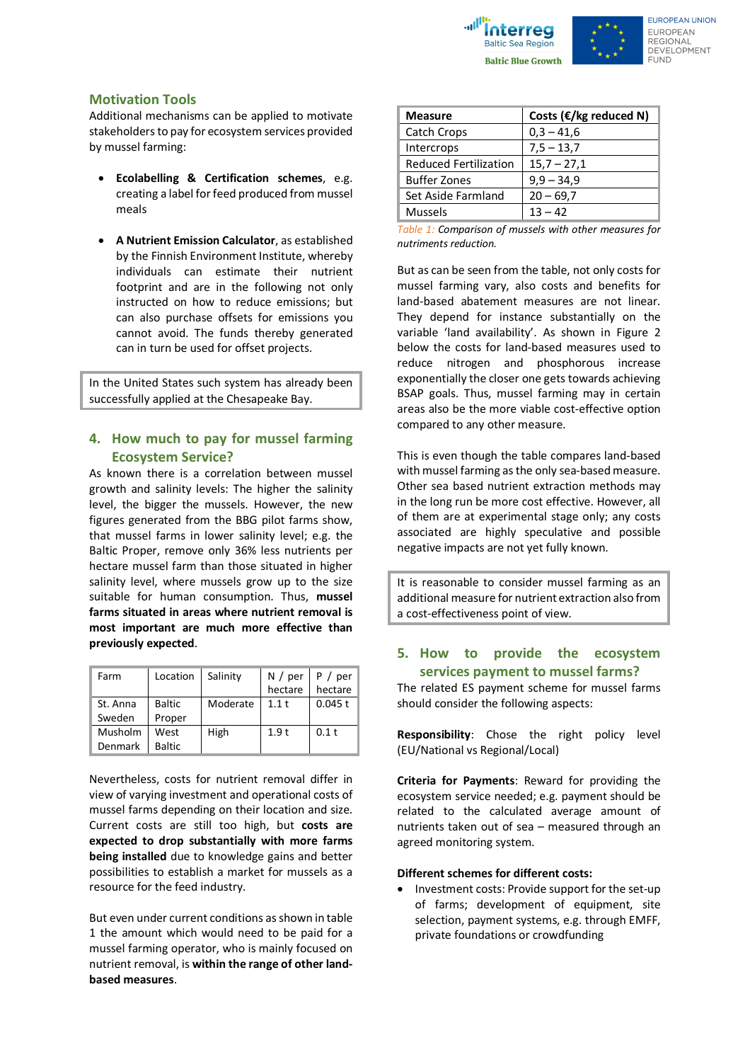## Motivation Tools

Additional mechanisms can be applied to motivate stakeholders to pay for ecosystem services provided by mussel farming:

- **Ecolabelling & Certification schemes**, e.g. creating a label for feed produced from mussel meals
- **A Nutrient Emission Calculator**, as established by the Finnish Environment Institute, whereby individuals can estimate their nutrient footprint and are in the following not only instructed on how to reduce emissions; but can also purchase offsets for emissions you cannot avoid. The funds thereby generated can in turn be used for offset projects.

In the United States such system has already been successfully applied at the Chesapeake Bay.

## 4. How much to pay for mussel farming Ecosystem Service?

As known there is a correlation between mussel growth and salinity levels: The higher the salinity level, the bigger the mussels. However, the new figures generated from the BBG pilot farms show, that mussel farms in lower salinity level; e.g. the Baltic Proper, remove only 36% less nutrients per hectare mussel farm than those situated in higher salinity level, where mussels grow up to the size suitable for human consumption. Thus, **mussel farms situated in areas where nutrient removal is most important are much more effective than previously expected**.

| Farm | Location | Salinity | N / per hectare | P / per hectare |
|---|---|---|---|---|
| St. Anna Sweden | Baltic Proper | Moderate | 1.1 t | 0.045 t |
| Musholm Denmark | West Baltic | High | 1.9 t | 0.1 t |

Nevertheless, costs for nutrient removal differ in view of varying investment and operational costs of mussel farms depending on their location and size. Current costs are still too high, but **costs are expected to drop substantially with more farms being installed** due to knowledge gains and better possibilities to establish a market for mussels as a resource for the feed industry.

But even under current conditions as shown in table 1 the amount which would need to be paid for a mussel farming operator, who is mainly focused on nutrient removal, is **within the range of other land-based measures**.

| Measure | Costs (€/kg reduced N) |
|---|---|
| Catch Crops | 0,3 – 41,6 |
| Intercrops | 7,5 – 13,7 |
| Reduced Fertilization | 15,7 – 27,1 |
| Buffer Zones | 9,9 – 34,9 |
| Set Aside Farmland | 20 – 69,7 |
| Mussels | 13 – 42 |

*Table 1: Comparison of mussels with other measures for nutriments reduction.*

But as can be seen from the table, not only costs for mussel farming vary, also costs and benefits for land-based abatement measures are not linear. They depend for instance substantially on the variable 'land availability'. As shown in Figure 2 below the costs for land-based measures used to reduce nitrogen and phosphorous increase exponentially the closer one gets towards achieving BSAP goals. Thus, mussel farming may in certain areas also be the more viable cost-effective option compared to any other measure.

This is even though the table compares land-based with mussel farming as the only sea-based measure. Other sea based nutrient extraction methods may in the long run be more cost effective. However, all of them are at experimental stage only; any costs associated are highly speculative and possible negative impacts are not yet fully known.

It is reasonable to consider mussel farming as an additional measure for nutrient extraction also from a cost-effectiveness point of view.

## 5. How to provide the ecosystem services payment to mussel farms?

The related ES payment scheme for mussel farms should consider the following aspects:

**Responsibility**: Chose the right policy level (EU/National vs Regional/Local)

**Criteria for Payments**: Reward for providing the ecosystem service needed; e.g. payment should be related to the calculated average amount of nutrients taken out of sea – measured through an agreed monitoring system.

**Different schemes for different costs:**

- Investment costs: Provide support for the set-up of farms; development of equipment, site selection, payment systems, e.g. through EMFF, private foundations or crowdfunding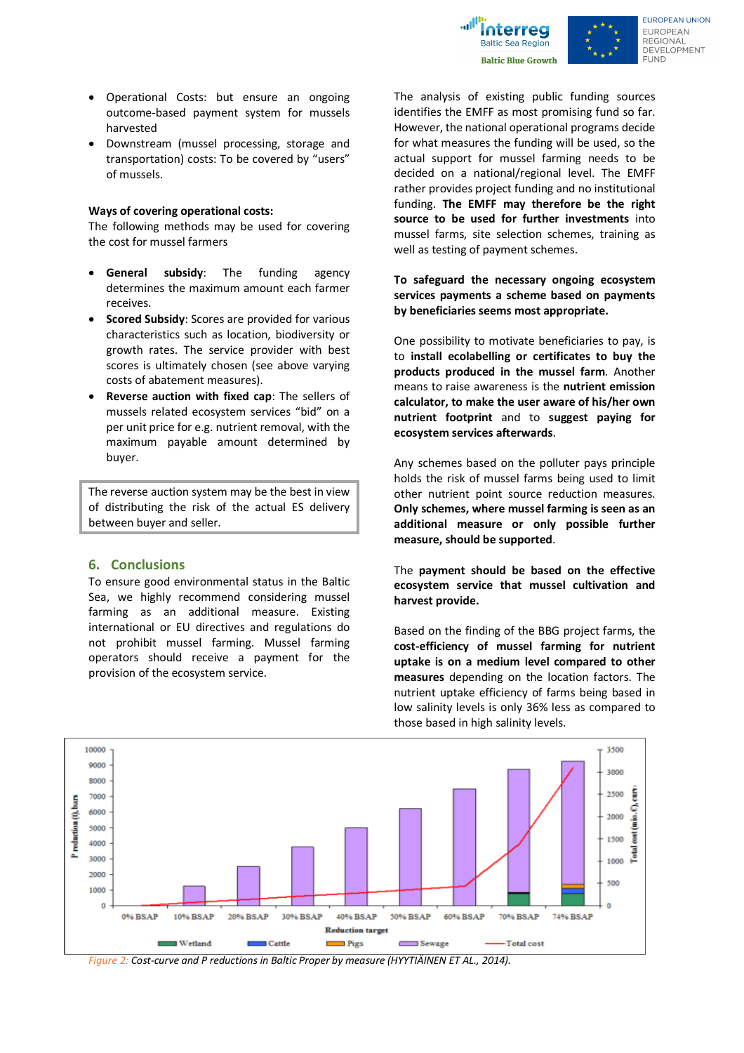- Operational Costs: but ensure an ongoing outcome-based payment system for mussels harvested
- Downstream (mussel processing, storage and transportation) costs: To be covered by “users” of mussels.

**Ways of covering operational costs:**
The following methods may be used for covering the cost for mussel farmers

- **General subsidy**: The funding agency determines the maximum amount each farmer receives.
- **Scored Subsidy**: Scores are provided for various characteristics such as location, biodiversity or growth rates. The service provider with best scores is ultimately chosen (see above varying costs of abatement measures).
- **Reverse auction with fixed cap**: The sellers of mussels related ecosystem services “bid” on a per unit price for e.g. nutrient removal, with the maximum payable amount determined by buyer.

> The reverse auction system may be the best in view of distributing the risk of the actual ES delivery between buyer and seller.

## 6. Conclusions

To ensure good environmental status in the Baltic Sea, we highly recommend considering mussel farming as an additional measure. Existing international or EU directives and regulations do not prohibit mussel farming. Mussel farming operators should receive a payment for the provision of the ecosystem service.

The analysis of existing public funding sources identifies the EMFF as most promising fund so far. However, the national operational programs decide for what measures the funding will be used, so the actual support for mussel farming needs to be decided on a national/regional level. The EMFF rather provides project funding and no institutional funding. **The EMFF may therefore be the right source to be used for further investments** into mussel farms, site selection schemes, training as well as testing of payment schemes.

**To safeguard the necessary ongoing ecosystem services payments a scheme based on payments by beneficiaries seems most appropriate.**

One possibility to motivate beneficiaries to pay, is to **install ecolabelling or certificates to buy the products produced in the mussel farm**. Another means to raise awareness is the **nutrient emission calculator, to make the user aware of his/her own nutrient footprint** and to **suggest paying for ecosystem services afterwards**.

Any schemes based on the polluter pays principle holds the risk of mussel farms being used to limit other nutrient point source reduction measures. **Only schemes, where mussel farming is seen as an additional measure or only possible further measure, should be supported**.

The **payment should be based on the effective ecosystem service that mussel cultivation and harvest provide.**

Based on the finding of the BBG project farms, the **cost-efficiency of mussel farming for nutrient uptake is on a medium level compared to other measures** depending on the location factors. The nutrient uptake efficiency of farms being based in low salinity levels is only 36% less as compared to those based in high salinity levels.

P reduction (t), bars
10000
9000
8000
7000
6000
5000
4000
3000
2000
1000
0

Total cost (mio.€), curve
3500
3000
2500
2000
1500
1000
500
0

0% BSAP 10% BSAP 20% BSAP 30% BSAP 40% BSAP 50% BSAP 60% BSAP 70% BSAP 74% BSAP

Reduction target

Wetland Cattle Pigs Sewage Total cost

*Figure 2: Cost-curve and P reductions in Baltic Proper by measure (HYYTIÄINEN ET AL., 2014).*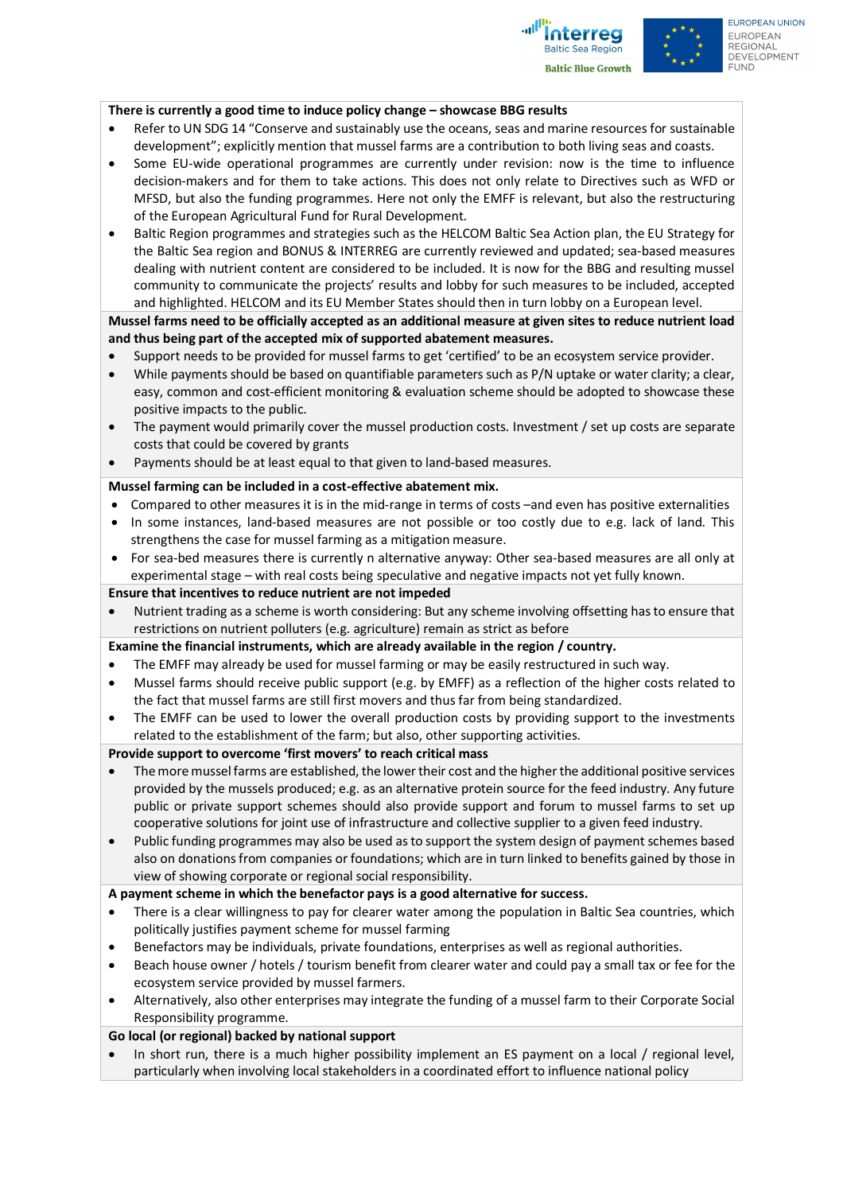**There is currently a good time to induce policy change – showcase BBG results**

- Refer to UN SDG 14 “Conserve and sustainably use the oceans, seas and marine resources for sustainable development”; explicitly mention that mussel farms are a contribution to both living seas and coasts.
- Some EU-wide operational programmes are currently under revision: now is the time to influence decision-makers and for them to take actions. This does not only relate to Directives such as WFD or MFSD, but also the funding programmes. Here not only the EMFF is relevant, but also the restructuring of the European Agricultural Fund for Rural Development.
- Baltic Region programmes and strategies such as the HELCOM Baltic Sea Action plan, the EU Strategy for the Baltic Sea region and BONUS & INTERREG are currently reviewed and updated; sea-based measures dealing with nutrient content are considered to be included. It is now for the BBG and resulting mussel community to communicate the projects’ results and lobby for such measures to be included, accepted and highlighted. HELCOM and its EU Member States should then in turn lobby on a European level.

**Mussel farms need to be officially accepted as an additional measure at given sites to reduce nutrient load and thus being part of the accepted mix of supported abatement measures.**

- Support needs to be provided for mussel farms to get ‘certified’ to be an ecosystem service provider.
- While payments should be based on quantifiable parameters such as P/N uptake or water clarity; a clear, easy, common and cost-efficient monitoring & evaluation scheme should be adopted to showcase these positive impacts to the public.
- The payment would primarily cover the mussel production costs. Investment / set up costs are separate costs that could be covered by grants
- Payments should be at least equal to that given to land-based measures.

**Mussel farming can be included in a cost-effective abatement mix.**

- Compared to other measures it is in the mid-range in terms of costs –and even has positive externalities
- In some instances, land-based measures are not possible or too costly due to e.g. lack of land. This strengthens the case for mussel farming as a mitigation measure.
- For sea-bed measures there is currently n alternative anyway: Other sea-based measures are all only at experimental stage – with real costs being speculative and negative impacts not yet fully known.

**Ensure that incentives to reduce nutrient are not impeded**

- Nutrient trading as a scheme is worth considering: But any scheme involving offsetting has to ensure that restrictions on nutrient polluters (e.g. agriculture) remain as strict as before

**Examine the financial instruments, which are already available in the region / country.**

- The EMFF may already be used for mussel farming or may be easily restructured in such way.
- Mussel farms should receive public support (e.g. by EMFF) as a reflection of the higher costs related to the fact that mussel farms are still first movers and thus far from being standardized.
- The EMFF can be used to lower the overall production costs by providing support to the investments related to the establishment of the farm; but also, other supporting activities.

**Provide support to overcome ‘first movers’ to reach critical mass**

- The more mussel farms are established, the lower their cost and the higher the additional positive services provided by the mussels produced; e.g. as an alternative protein source for the feed industry. Any future public or private support schemes should also provide support and forum to mussel farms to set up cooperative solutions for joint use of infrastructure and collective supplier to a given feed industry.
- Public funding programmes may also be used as to support the system design of payment schemes based also on donations from companies or foundations; which are in turn linked to benefits gained by those in view of showing corporate or regional social responsibility.

**A payment scheme in which the benefactor pays is a good alternative for success.**

- There is a clear willingness to pay for clearer water among the population in Baltic Sea countries, which politically justifies payment scheme for mussel farming
- Benefactors may be individuals, private foundations, enterprises as well as regional authorities.
- Beach house owner / hotels / tourism benefit from clearer water and could pay a small tax or fee for the ecosystem service provided by mussel farmers.
- Alternatively, also other enterprises may integrate the funding of a mussel farm to their Corporate Social Responsibility programme.

**Go local (or regional) backed by national support**

- In short run, there is a much higher possibility implement an ES payment on a local / regional level, particularly when involving local stakeholders in a coordinated effort to influence national policy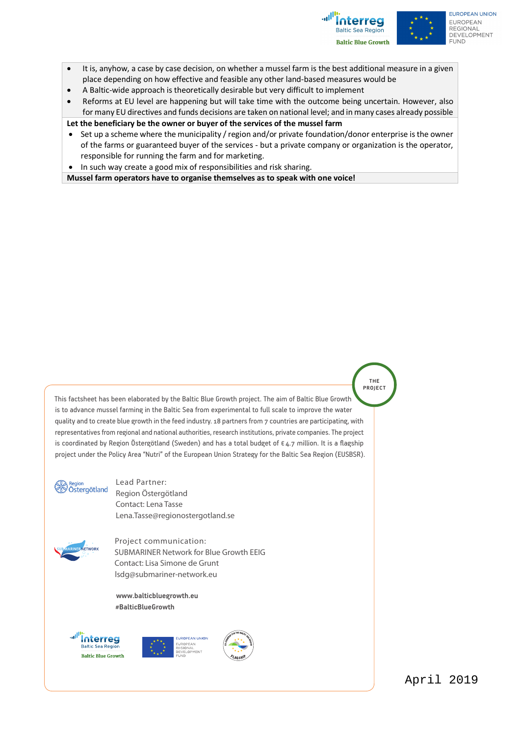- It is, anyhow, a case by case decision, on whether a mussel farm is the best additional measure in a given place depending on how effective and feasible any other land-based measures would be
- A Baltic-wide approach is theoretically desirable but very difficult to implement
- Reforms at EU level are happening but will take time with the outcome being uncertain. However, also for many EU directives and funds decisions are taken on national level; and in many cases already possible

**Let the beneficiary be the owner or buyer of the services of the mussel farm**

- Set up a scheme where the municipality / region and/or private foundation/donor enterprise is the owner of the farms or guaranteed buyer of the services - but a private company or organization is the operator, responsible for running the farm and for marketing.
- In such way create a good mix of responsibilities and risk sharing.

**Mussel farm operators have to organise themselves as to speak with one voice!**

THE PROJECT

This factsheet has been elaborated by the Baltic Blue Growth project. The aim of Baltic Blue Growth is to advance mussel farming in the Baltic Sea from experimental to full scale to improve the water quality and to create blue growth in the feed industry. 18 partners from 7 countries are participating, with representatives from regional and national authorities, research institutions, private companies. The project is coordinated by Region Östergötland (Sweden) and has a total budget of €4.7 million. It is a flagship project under the Policy Area "Nutri" of the European Union Strategy for the Baltic Sea Region (EUSBSR).

Lead Partner:
Region Östergötland
Contact: Lena Tasse
Lena.Tasse@regionostergotland.se

Project communication:
SUBMARINER Network for Blue Growth EEIG
Contact: Lisa Simone de Grunt
lsdg@submariner-network.eu

**www.balticbluegrowth.eu**
**#BalticBlueGrowth**

April 2019